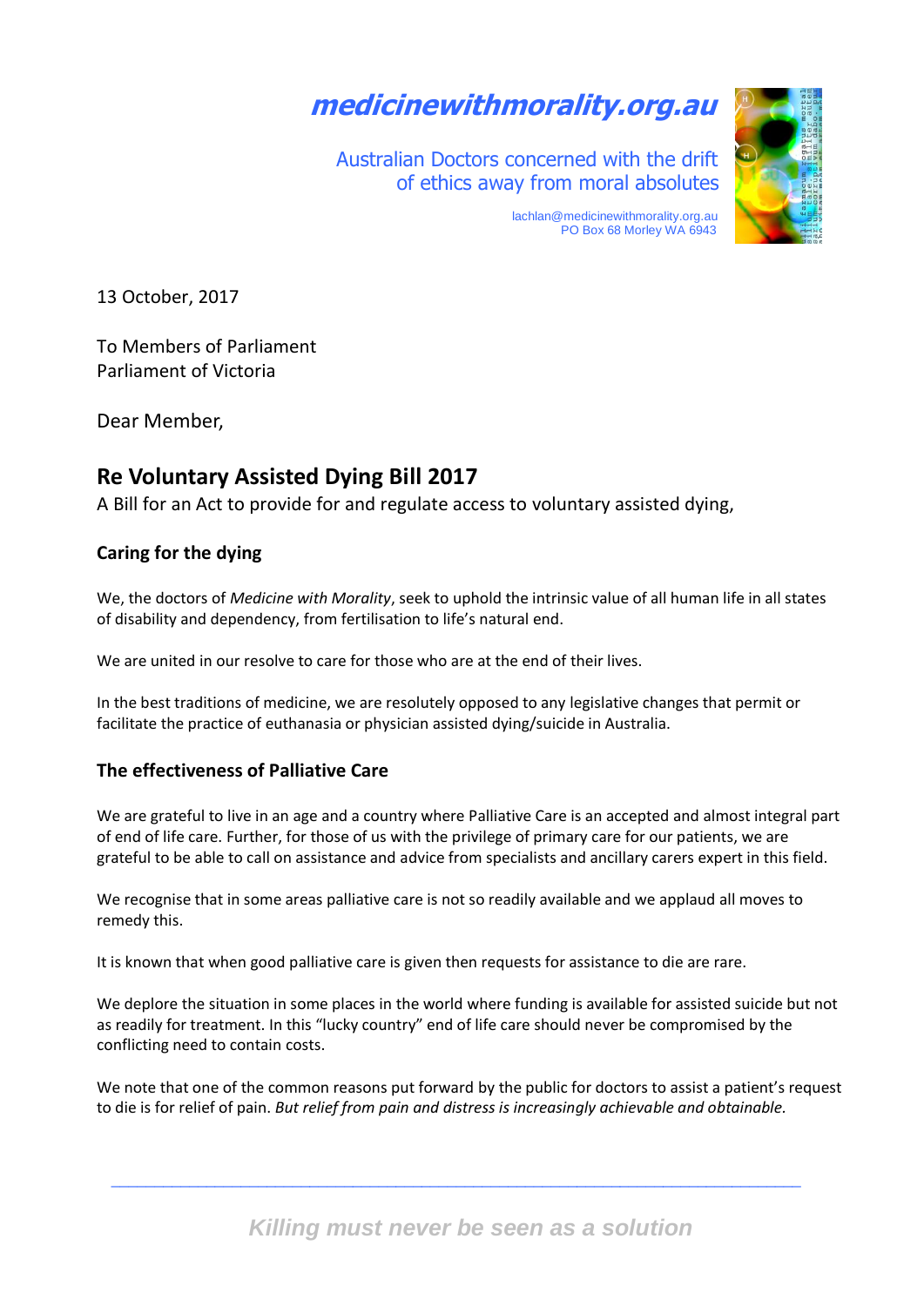# medicinewithmorality.org.au

Australian Doctors concerned with the drift of ethics away from moral absolutes

lachlan@medicinewithmorality.org.au
PO Box 68 Morley WA 6943

13 October, 2017

To Members of Parliament
Parliament of Victoria

Dear Member,

## Re Voluntary Assisted Dying Bill 2017

A Bill for an Act to provide for and regulate access to voluntary assisted dying,

### Caring for the dying

We, the doctors of *Medicine with Morality*, seek to uphold the intrinsic value of all human life in all states of disability and dependency, from fertilisation to life's natural end.

We are united in our resolve to care for those who are at the end of their lives.

In the best traditions of medicine, we are resolutely opposed to any legislative changes that permit or facilitate the practice of euthanasia or physician assisted dying/suicide in Australia.

### The effectiveness of Palliative Care

We are grateful to live in an age and a country where Palliative Care is an accepted and almost integral part of end of life care. Further, for those of us with the privilege of primary care for our patients, we are grateful to be able to call on assistance and advice from specialists and ancillary carers expert in this field.

We recognise that in some areas palliative care is not so readily available and we applaud all moves to remedy this.

It is known that when good palliative care is given then requests for assistance to die are rare.

We deplore the situation in some places in the world where funding is available for assisted suicide but not as readily for treatment. In this "lucky country" end of life care should never be compromised by the conflicting need to contain costs.

We note that one of the common reasons put forward by the public for doctors to assist a patient's request to die is for relief of pain. *But relief from pain and distress is increasingly achievable and obtainable.*

*Killing must never be seen as a solution*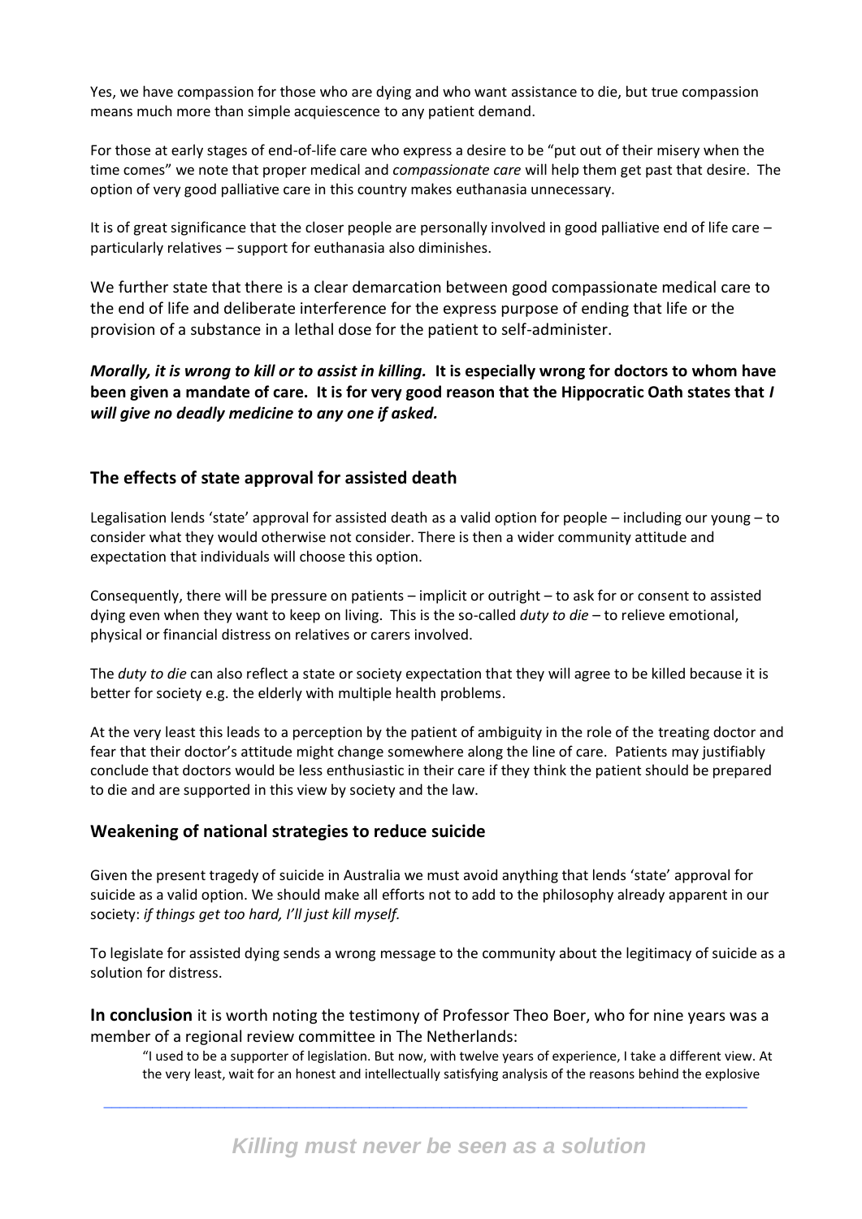Yes, we have compassion for those who are dying and who want assistance to die, but true compassion means much more than simple acquiescence to any patient demand.

For those at early stages of end-of-life care who express a desire to be "put out of their misery when the time comes" we note that proper medical and *compassionate care* will help them get past that desire. The option of very good palliative care in this country makes euthanasia unnecessary.

It is of great significance that the closer people are personally involved in good palliative end of life care – particularly relatives – support for euthanasia also diminishes.

We further state that there is a clear demarcation between good compassionate medical care to the end of life and deliberate interference for the express purpose of ending that life or the provision of a substance in a lethal dose for the patient to self-administer.

***Morally, it is wrong to kill or to assist in killing.*** **It is especially wrong for doctors to whom have been given a mandate of care. It is for very good reason that the Hippocratic Oath states that *I will give no deadly medicine to any one if asked.***

## The effects of state approval for assisted death

Legalisation lends 'state' approval for assisted death as a valid option for people – including our young – to consider what they would otherwise not consider. There is then a wider community attitude and expectation that individuals will choose this option.

Consequently, there will be pressure on patients – implicit or outright – to ask for or consent to assisted dying even when they want to keep on living. This is the so-called *duty to die* – to relieve emotional, physical or financial distress on relatives or carers involved.

The *duty to die* can also reflect a state or society expectation that they will agree to be killed because it is better for society e.g. the elderly with multiple health problems.

At the very least this leads to a perception by the patient of ambiguity in the role of the treating doctor and fear that their doctor's attitude might change somewhere along the line of care. Patients may justifiably conclude that doctors would be less enthusiastic in their care if they think the patient should be prepared to die and are supported in this view by society and the law.

## Weakening of national strategies to reduce suicide

Given the present tragedy of suicide in Australia we must avoid anything that lends 'state' approval for suicide as a valid option. We should make all efforts not to add to the philosophy already apparent in our society: *if things get too hard, I'll just kill myself.*

To legislate for assisted dying sends a wrong message to the community about the legitimacy of suicide as a solution for distress.

**In conclusion** it is worth noting the testimony of Professor Theo Boer, who for nine years was a member of a regional review committee in The Netherlands:

> "I used to be a supporter of legislation. But now, with twelve years of experience, I take a different view. At the very least, wait for an honest and intellectually satisfying analysis of the reasons behind the explosive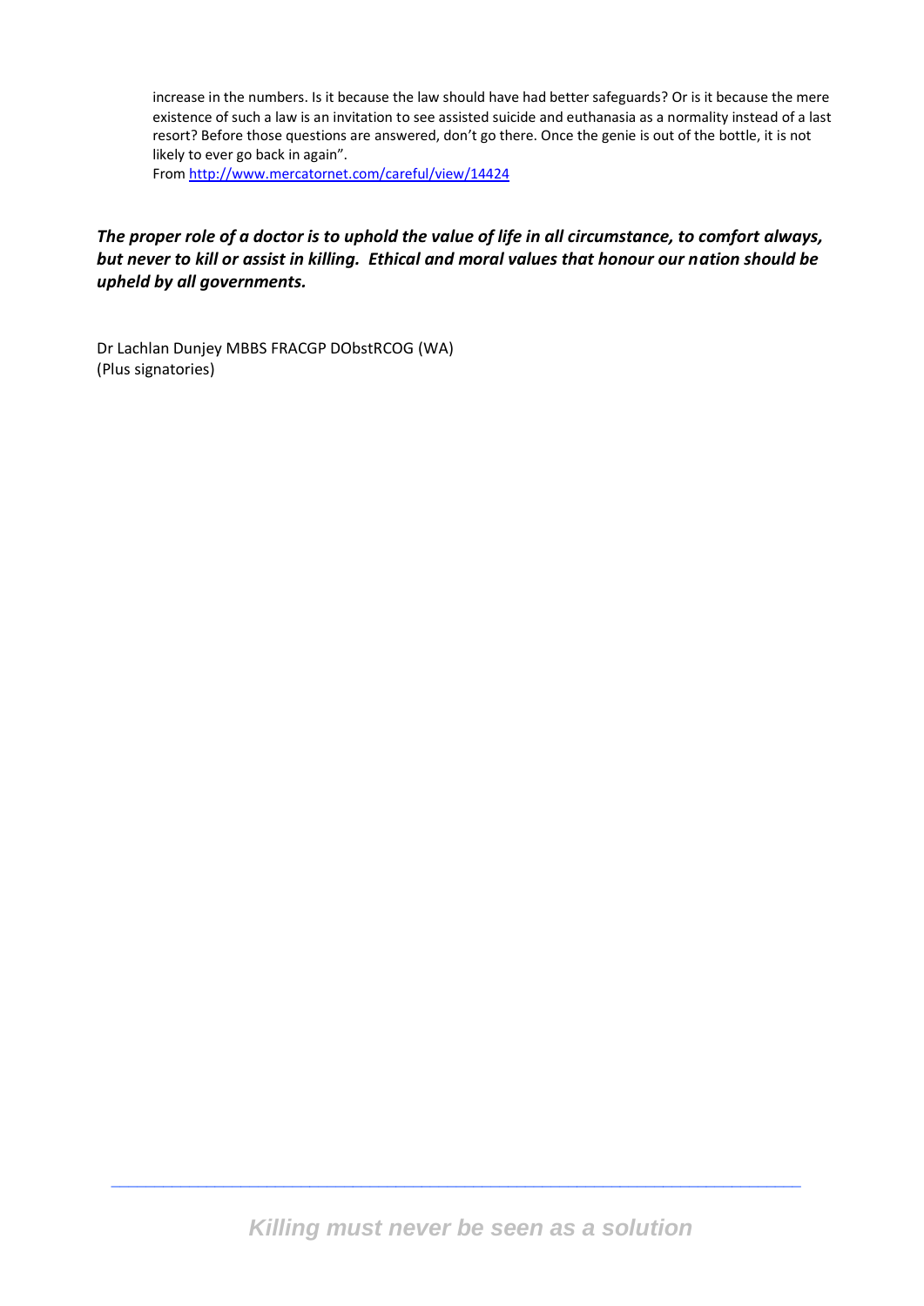> increase in the numbers. Is it because the law should have had better safeguards? Or is it because the mere existence of such a law is an invitation to see assisted suicide and euthanasia as a normality instead of a last resort? Before those questions are answered, don't go there. Once the genie is out of the bottle, it is not likely to ever go back in again".
> From http://www.mercatornet.com/careful/view/14424

***The proper role of a doctor is to uphold the value of life in all circumstance, to comfort always, but never to kill or assist in killing. Ethical and moral values that honour our nation should be upheld by all governments.***

Dr Lachlan Dunjey MBBS FRACGP DObstRCOG (WA)
(Plus signatories)